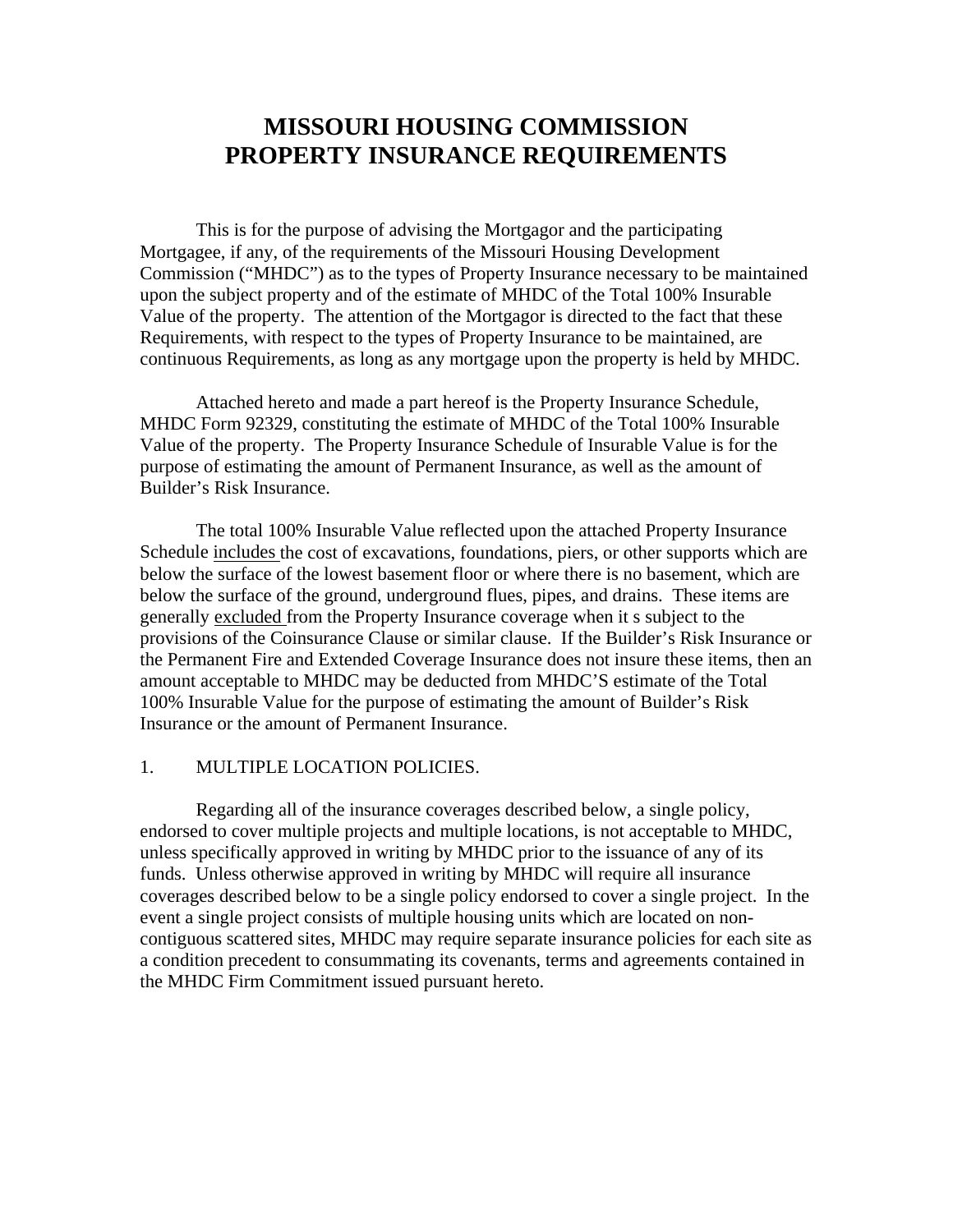# MISSOURI HOUSING COMMISSION PROPERTY INSURANCE REQUIREMENTS

This is for the purpose of advising the Mortgagor and the participating Mortgagee, if any, of the requirements of the Missouri Housing Development Commission ("MHDC") as to the types of Property Insurance necessary to be maintained upon the subject property and of the estimate of MHDC of the Total 100% Insurable Value of the property. The attention of the Mortgagor is directed to the fact that these Requirements, with respect to the types of Property Insurance to be maintained, are continuous Requirements, as long as any mortgage upon the property is held by MHDC.

Attached hereto and made a part hereof is the Property Insurance Schedule, MHDC Form 92329, constituting the estimate of MHDC of the Total 100% Insurable Value of the property. The Property Insurance Schedule of Insurable Value is for the purpose of estimating the amount of Permanent Insurance, as well as the amount of Builder's Risk Insurance.

The total 100% Insurable Value reflected upon the attached Property Insurance Schedule <u>includes</u> the cost of excavations, foundations, piers, or other supports which are below the surface of the lowest basement floor or where there is no basement, which are below the surface of the ground, underground flues, pipes, and drains. These items are generally <u>excluded</u> from the Property Insurance coverage when it s subject to the provisions of the Coinsurance Clause or similar clause. If the Builder's Risk Insurance or the Permanent Fire and Extended Coverage Insurance does not insure these items, then an amount acceptable to MHDC may be deducted from MHDC'S estimate of the Total 100% Insurable Value for the purpose of estimating the amount of Builder's Risk Insurance or the amount of Permanent Insurance.

1. MULTIPLE LOCATION POLICIES.

Regarding all of the insurance coverages described below, a single policy, endorsed to cover multiple projects and multiple locations, is not acceptable to MHDC, unless specifically approved in writing by MHDC prior to the issuance of any of its funds. Unless otherwise approved in writing by MHDC will require all insurance coverages described below to be a single policy endorsed to cover a single project. In the event a single project consists of multiple housing units which are located on non-contiguous scattered sites, MHDC may require separate insurance policies for each site as a condition precedent to consummating its covenants, terms and agreements contained in the MHDC Firm Commitment issued pursuant hereto.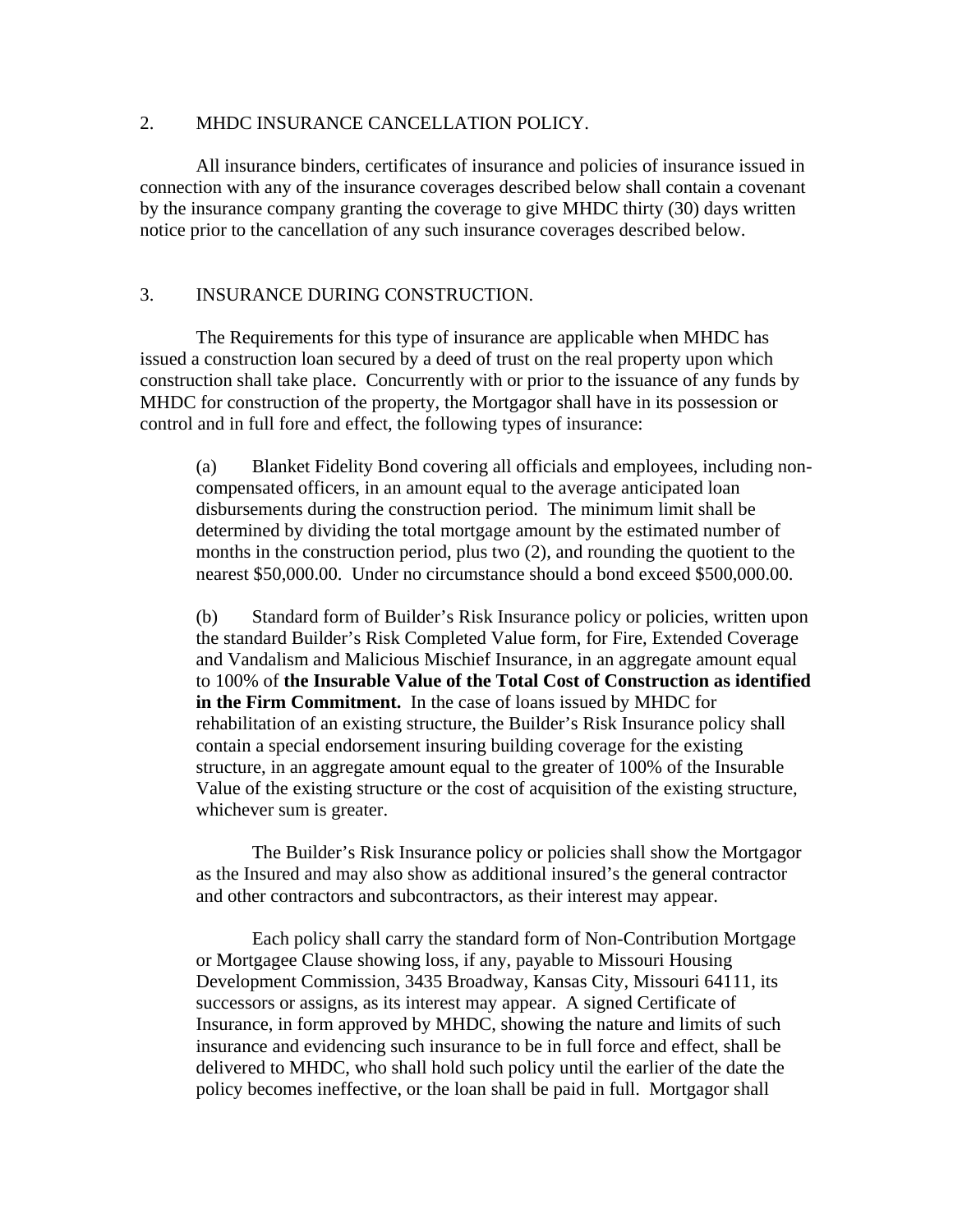## 2. MHDC INSURANCE CANCELLATION POLICY.

All insurance binders, certificates of insurance and policies of insurance issued in connection with any of the insurance coverages described below shall contain a covenant by the insurance company granting the coverage to give MHDC thirty (30) days written notice prior to the cancellation of any such insurance coverages described below.

## 3. INSURANCE DURING CONSTRUCTION.

The Requirements for this type of insurance are applicable when MHDC has issued a construction loan secured by a deed of trust on the real property upon which construction shall take place. Concurrently with or prior to the issuance of any funds by MHDC for construction of the property, the Mortgagor shall have in its possession or control and in full fore and effect, the following types of insurance:

(a) Blanket Fidelity Bond covering all officials and employees, including non-compensated officers, in an amount equal to the average anticipated loan disbursements during the construction period. The minimum limit shall be determined by dividing the total mortgage amount by the estimated number of months in the construction period, plus two (2), and rounding the quotient to the nearest $50,000.00. Under no circumstance should a bond exceed $500,000.00.

(b) Standard form of Builder's Risk Insurance policy or policies, written upon the standard Builder's Risk Completed Value form, for Fire, Extended Coverage and Vandalism and Malicious Mischief Insurance, in an aggregate amount equal to 100% of **the Insurable Value of the Total Cost of Construction as identified in the Firm Commitment.** In the case of loans issued by MHDC for rehabilitation of an existing structure, the Builder's Risk Insurance policy shall contain a special endorsement insuring building coverage for the existing structure, in an aggregate amount equal to the greater of 100% of the Insurable Value of the existing structure or the cost of acquisition of the existing structure, whichever sum is greater.

The Builder's Risk Insurance policy or policies shall show the Mortgagor as the Insured and may also show as additional insured's the general contractor and other contractors and subcontractors, as their interest may appear.

Each policy shall carry the standard form of Non-Contribution Mortgage or Mortgagee Clause showing loss, if any, payable to Missouri Housing Development Commission, 3435 Broadway, Kansas City, Missouri 64111, its successors or assigns, as its interest may appear. A signed Certificate of Insurance, in form approved by MHDC, showing the nature and limits of such insurance and evidencing such insurance to be in full force and effect, shall be delivered to MHDC, who shall hold such policy until the earlier of the date the policy becomes ineffective, or the loan shall be paid in full. Mortgagor shall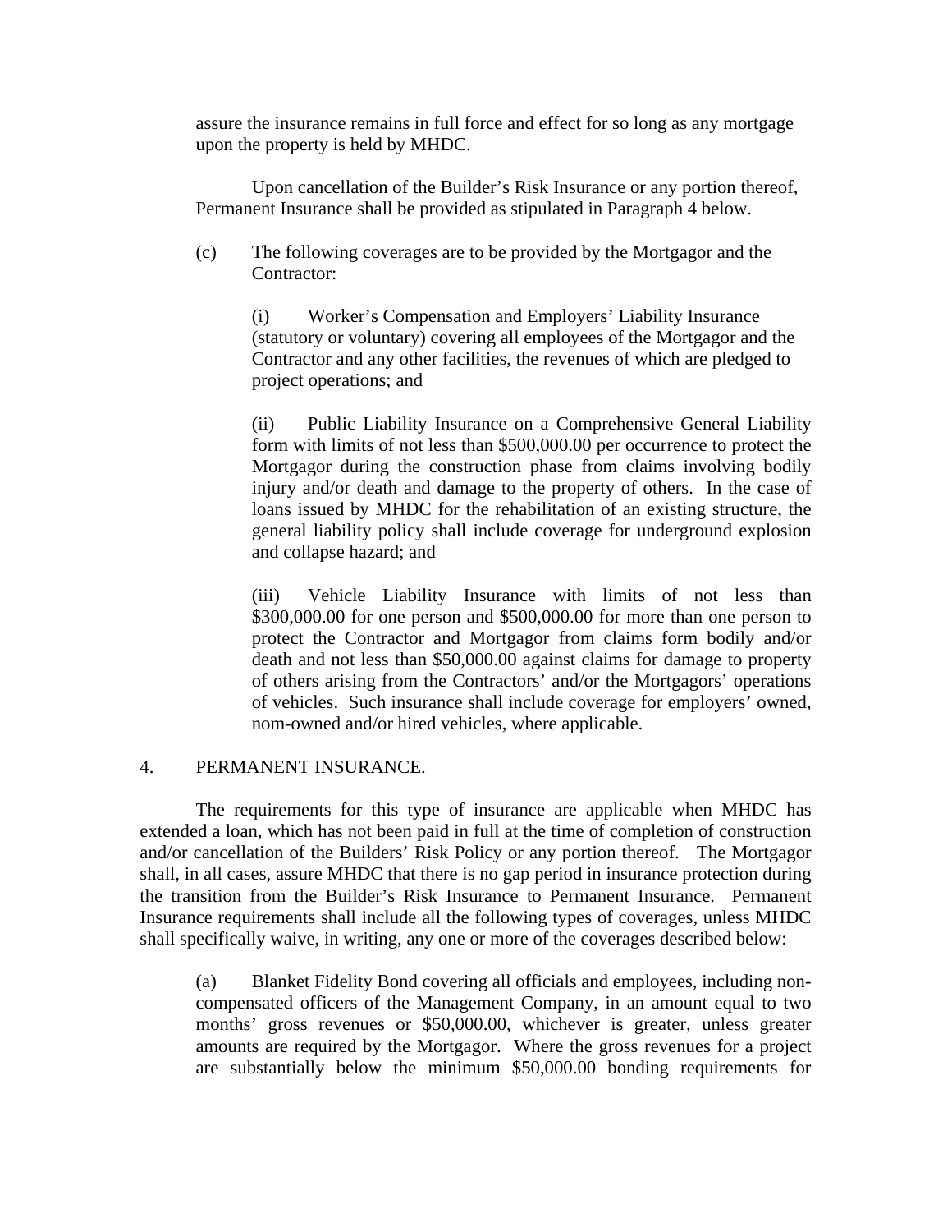assure the insurance remains in full force and effect for so long as any mortgage upon the property is held by MHDC.

Upon cancellation of the Builder's Risk Insurance or any portion thereof, Permanent Insurance shall be provided as stipulated in Paragraph 4 below.

(c) The following coverages are to be provided by the Mortgagor and the Contractor:

(i) Worker's Compensation and Employers' Liability Insurance (statutory or voluntary) covering all employees of the Mortgagor and the Contractor and any other facilities, the revenues of which are pledged to project operations; and

(ii) Public Liability Insurance on a Comprehensive General Liability form with limits of not less than $500,000.00 per occurrence to protect the Mortgagor during the construction phase from claims involving bodily injury and/or death and damage to the property of others. In the case of loans issued by MHDC for the rehabilitation of an existing structure, the general liability policy shall include coverage for underground explosion and collapse hazard; and

(iii) Vehicle Liability Insurance with limits of not less than $300,000.00 for one person and $500,000.00 for more than one person to protect the Contractor and Mortgagor from claims form bodily and/or death and not less than $50,000.00 against claims for damage to property of others arising from the Contractors' and/or the Mortgagors' operations of vehicles. Such insurance shall include coverage for employers' owned, nom-owned and/or hired vehicles, where applicable.

4. PERMANENT INSURANCE.

The requirements for this type of insurance are applicable when MHDC has extended a loan, which has not been paid in full at the time of completion of construction and/or cancellation of the Builders' Risk Policy or any portion thereof. The Mortgagor shall, in all cases, assure MHDC that there is no gap period in insurance protection during the transition from the Builder's Risk Insurance to Permanent Insurance. Permanent Insurance requirements shall include all the following types of coverages, unless MHDC shall specifically waive, in writing, any one or more of the coverages described below:

(a) Blanket Fidelity Bond covering all officials and employees, including non-compensated officers of the Management Company, in an amount equal to two months' gross revenues or $50,000.00, whichever is greater, unless greater amounts are required by the Mortgagor. Where the gross revenues for a project are substantially below the minimum $50,000.00 bonding requirements for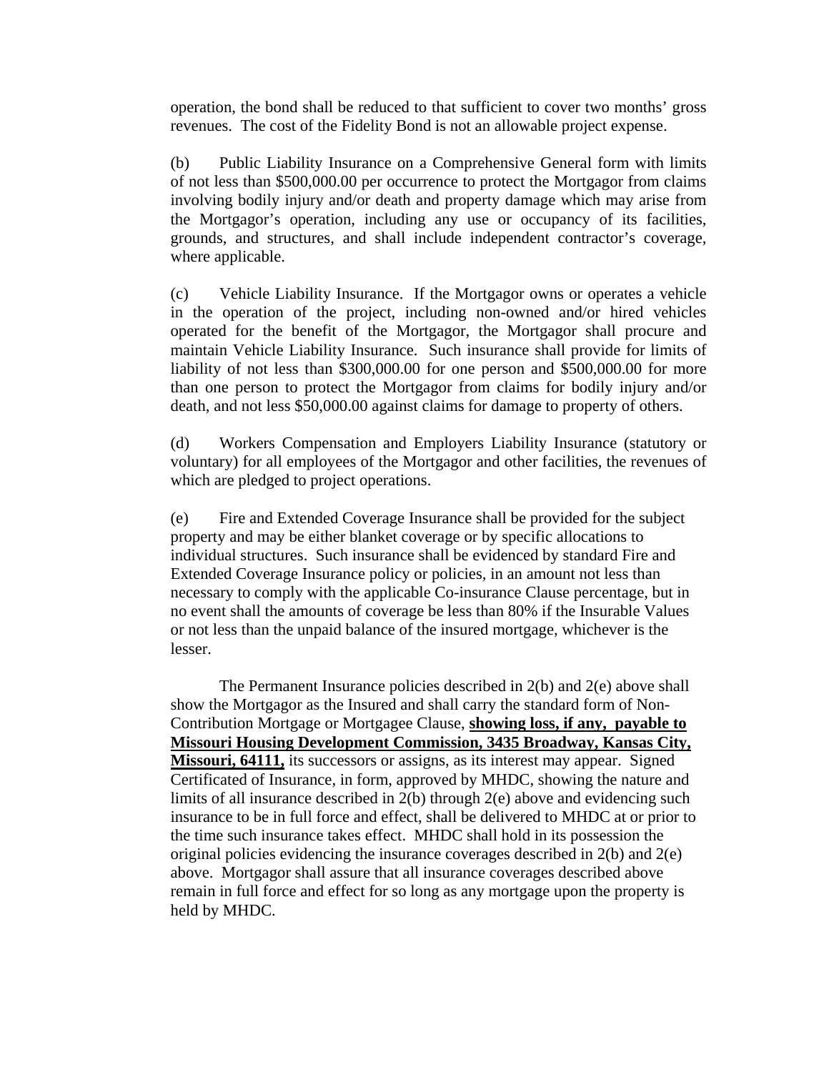operation, the bond shall be reduced to that sufficient to cover two months' gross revenues. The cost of the Fidelity Bond is not an allowable project expense.

(b) Public Liability Insurance on a Comprehensive General form with limits of not less than $500,000.00 per occurrence to protect the Mortgagor from claims involving bodily injury and/or death and property damage which may arise from the Mortgagor's operation, including any use or occupancy of its facilities, grounds, and structures, and shall include independent contractor's coverage, where applicable.

(c) Vehicle Liability Insurance. If the Mortgagor owns or operates a vehicle in the operation of the project, including non-owned and/or hired vehicles operated for the benefit of the Mortgagor, the Mortgagor shall procure and maintain Vehicle Liability Insurance. Such insurance shall provide for limits of liability of not less than $300,000.00 for one person and $500,000.00 for more than one person to protect the Mortgagor from claims for bodily injury and/or death, and not less $50,000.00 against claims for damage to property of others.

(d) Workers Compensation and Employers Liability Insurance (statutory or voluntary) for all employees of the Mortgagor and other facilities, the revenues of which are pledged to project operations.

(e) Fire and Extended Coverage Insurance shall be provided for the subject property and may be either blanket coverage or by specific allocations to individual structures. Such insurance shall be evidenced by standard Fire and Extended Coverage Insurance policy or policies, in an amount not less than necessary to comply with the applicable Co-insurance Clause percentage, but in no event shall the amounts of coverage be less than 80% if the Insurable Values or not less than the unpaid balance of the insured mortgage, whichever is the lesser.

The Permanent Insurance policies described in 2(b) and 2(e) above shall show the Mortgagor as the Insured and shall carry the standard form of Non-Contribution Mortgage or Mortgagee Clause, **showing loss, if any, payable to Missouri Housing Development Commission, 3435 Broadway, Kansas City, Missouri, 64111,** its successors or assigns, as its interest may appear. Signed Certificated of Insurance, in form, approved by MHDC, showing the nature and limits of all insurance described in 2(b) through 2(e) above and evidencing such insurance to be in full force and effect, shall be delivered to MHDC at or prior to the time such insurance takes effect. MHDC shall hold in its possession the original policies evidencing the insurance coverages described in 2(b) and 2(e) above. Mortgagor shall assure that all insurance coverages described above remain in full force and effect for so long as any mortgage upon the property is held by MHDC.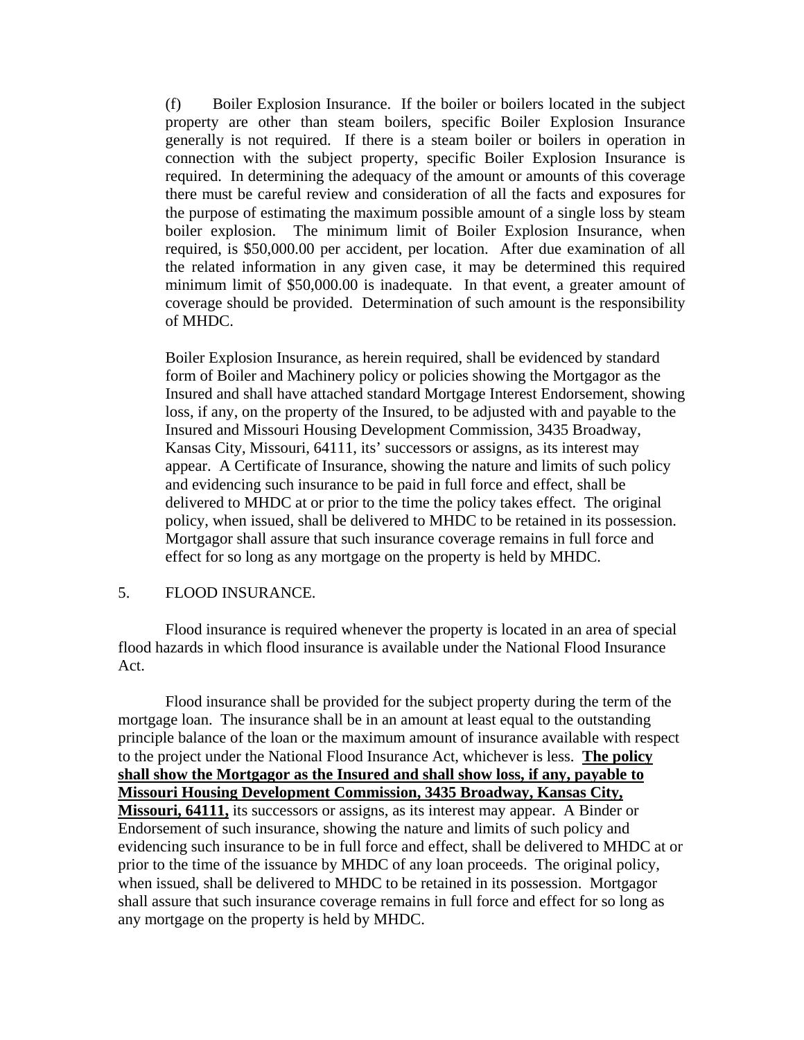(f) Boiler Explosion Insurance. If the boiler or boilers located in the subject property are other than steam boilers, specific Boiler Explosion Insurance generally is not required. If there is a steam boiler or boilers in operation in connection with the subject property, specific Boiler Explosion Insurance is required. In determining the adequacy of the amount or amounts of this coverage there must be careful review and consideration of all the facts and exposures for the purpose of estimating the maximum possible amount of a single loss by steam boiler explosion. The minimum limit of Boiler Explosion Insurance, when required, is $50,000.00 per accident, per location. After due examination of all the related information in any given case, it may be determined this required minimum limit of $50,000.00 is inadequate. In that event, a greater amount of coverage should be provided. Determination of such amount is the responsibility of MHDC.

Boiler Explosion Insurance, as herein required, shall be evidenced by standard form of Boiler and Machinery policy or policies showing the Mortgagor as the Insured and shall have attached standard Mortgage Interest Endorsement, showing loss, if any, on the property of the Insured, to be adjusted with and payable to the Insured and Missouri Housing Development Commission, 3435 Broadway, Kansas City, Missouri, 64111, its' successors or assigns, as its interest may appear. A Certificate of Insurance, showing the nature and limits of such policy and evidencing such insurance to be paid in full force and effect, shall be delivered to MHDC at or prior to the time the policy takes effect. The original policy, when issued, shall be delivered to MHDC to be retained in its possession. Mortgagor shall assure that such insurance coverage remains in full force and effect for so long as any mortgage on the property is held by MHDC.

## 5. FLOOD INSURANCE.

Flood insurance is required whenever the property is located in an area of special flood hazards in which flood insurance is available under the National Flood Insurance Act.

Flood insurance shall be provided for the subject property during the term of the mortgage loan. The insurance shall be in an amount at least equal to the outstanding principle balance of the loan or the maximum amount of insurance available with respect to the project under the National Flood Insurance Act, whichever is less. **The policy shall show the Mortgagor as the Insured and shall show loss, if any, payable to Missouri Housing Development Commission, 3435 Broadway, Kansas City, Missouri, 64111,** its successors or assigns, as its interest may appear. A Binder or Endorsement of such insurance, showing the nature and limits of such policy and evidencing such insurance to be in full force and effect, shall be delivered to MHDC at or prior to the time of the issuance by MHDC of any loan proceeds. The original policy, when issued, shall be delivered to MHDC to be retained in its possession. Mortgagor shall assure that such insurance coverage remains in full force and effect for so long as any mortgage on the property is held by MHDC.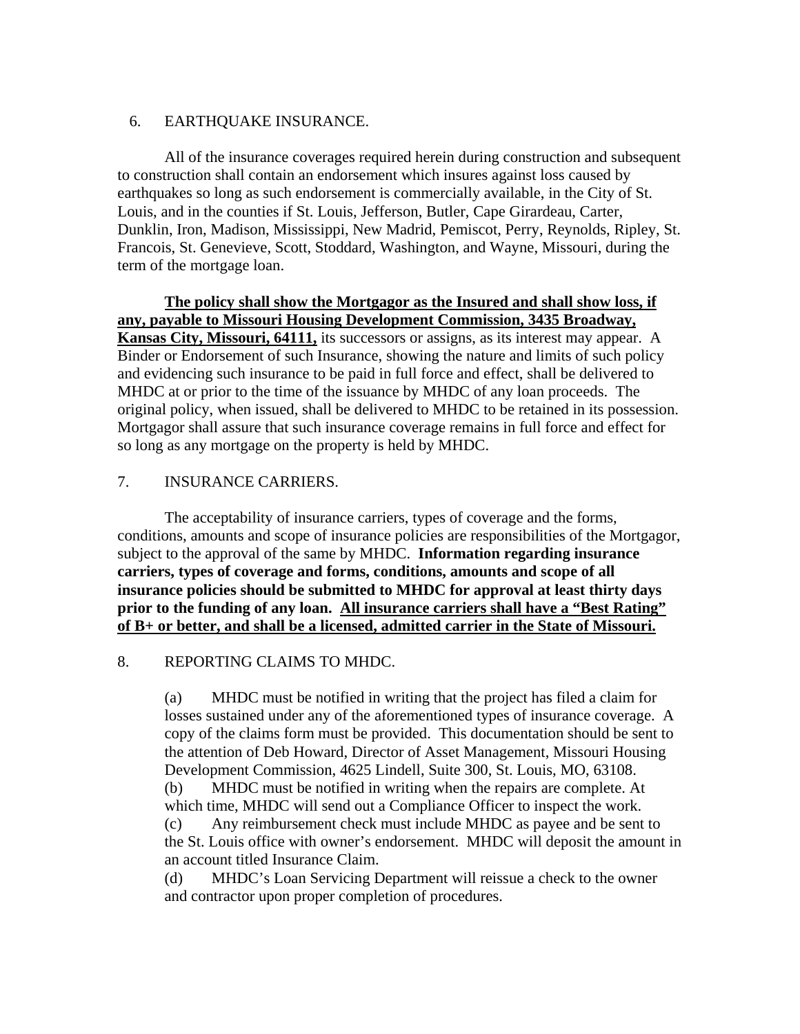6. EARTHQUAKE INSURANCE.

All of the insurance coverages required herein during construction and subsequent to construction shall contain an endorsement which insures against loss caused by earthquakes so long as such endorsement is commercially available, in the City of St. Louis, and in the counties if St. Louis, Jefferson, Butler, Cape Girardeau, Carter, Dunklin, Iron, Madison, Mississippi, New Madrid, Pemiscot, Perry, Reynolds, Ripley, St. Francois, St. Genevieve, Scott, Stoddard, Washington, and Wayne, Missouri, during the term of the mortgage loan.

<u>**The policy shall show the Mortgagor as the Insured and shall show loss, if any, payable to Missouri Housing Development Commission, 3435 Broadway, Kansas City, Missouri, 64111,**</u> its successors or assigns, as its interest may appear. A Binder or Endorsement of such Insurance, showing the nature and limits of such policy and evidencing such insurance to be paid in full force and effect, shall be delivered to MHDC at or prior to the time of the issuance by MHDC of any loan proceeds. The original policy, when issued, shall be delivered to MHDC to be retained in its possession. Mortgagor shall assure that such insurance coverage remains in full force and effect for so long as any mortgage on the property is held by MHDC.

7. INSURANCE CARRIERS.

The acceptability of insurance carriers, types of coverage and the forms, conditions, amounts and scope of insurance policies are responsibilities of the Mortgagor, subject to the approval of the same by MHDC. **Information regarding insurance carriers, types of coverage and forms, conditions, amounts and scope of all insurance policies should be submitted to MHDC for approval at least thirty days prior to the funding of any loan.** <u>**All insurance carriers shall have a "Best Rating" of B+ or better, and shall be a licensed, admitted carrier in the State of Missouri.**</u>

8. REPORTING CLAIMS TO MHDC.

(a) MHDC must be notified in writing that the project has filed a claim for losses sustained under any of the aforementioned types of insurance coverage. A copy of the claims form must be provided. This documentation should be sent to the attention of Deb Howard, Director of Asset Management, Missouri Housing Development Commission, 4625 Lindell, Suite 300, St. Louis, MO, 63108.

(b) MHDC must be notified in writing when the repairs are complete. At which time, MHDC will send out a Compliance Officer to inspect the work.

(c) Any reimbursement check must include MHDC as payee and be sent to the St. Louis office with owner's endorsement. MHDC will deposit the amount in an account titled Insurance Claim.

(d) MHDC's Loan Servicing Department will reissue a check to the owner and contractor upon proper completion of procedures.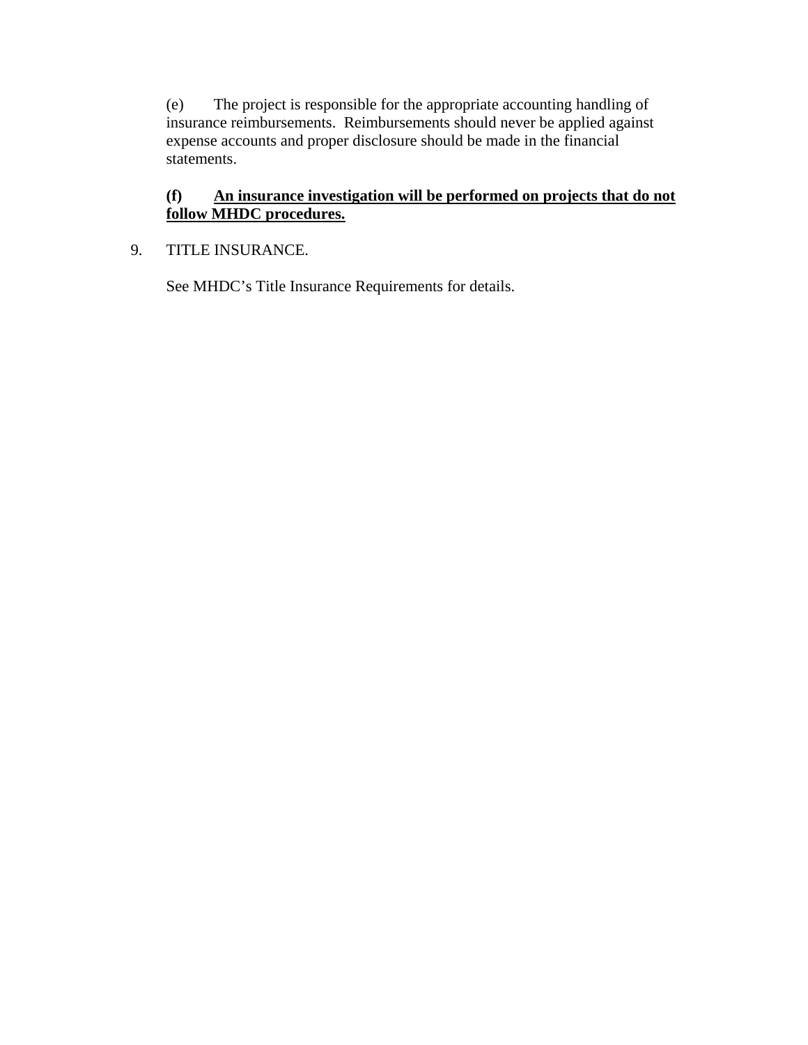(e) The project is responsible for the appropriate accounting handling of insurance reimbursements. Reimbursements should never be applied against expense accounts and proper disclosure should be made in the financial statements.

**(f) <u>An insurance investigation will be performed on projects that do not follow MHDC procedures.</u>**

9. TITLE INSURANCE.

See MHDC's Title Insurance Requirements for details.